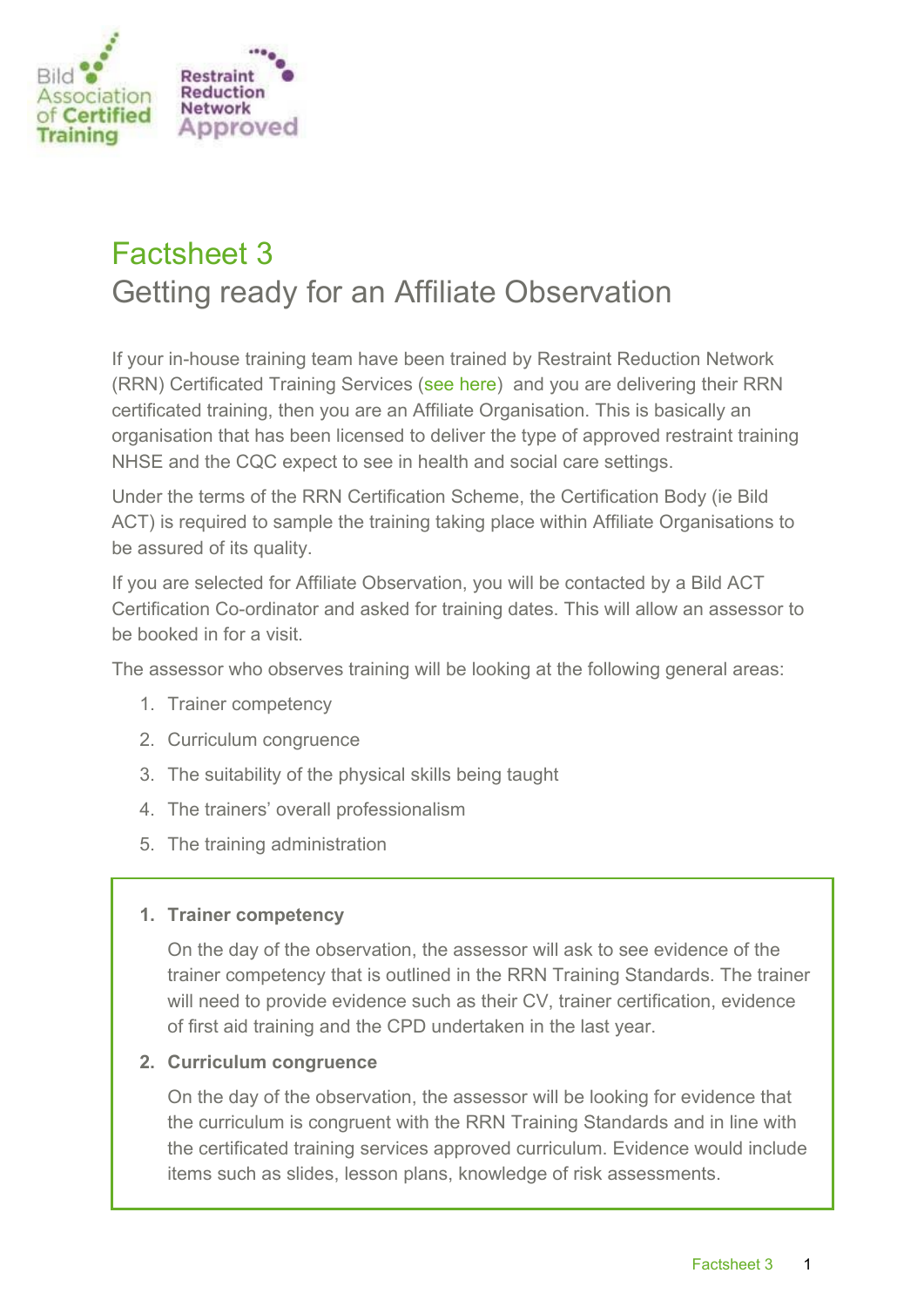# Factsheet 3

## Getting ready for an Affiliate Observation

If your in-house training team have been trained by Restraint Reduction Network (RRN) Certificated Training Services (see here) and you are delivering their RRN certificated training, then you are an Affiliate Organisation. This is basically an organisation that has been licensed to deliver the type of approved restraint training NHSE and the CQC expect to see in health and social care settings.

Under the terms of the RRN Certification Scheme, the Certification Body (ie Bild ACT) is required to sample the training taking place within Affiliate Organisations to be assured of its quality.

If you are selected for Affiliate Observation, you will be contacted by a Bild ACT Certification Co-ordinator and asked for training dates. This will allow an assessor to be booked in for a visit.

The assessor who observes training will be looking at the following general areas:

1. Trainer competency
2. Curriculum congruence
3. The suitability of the physical skills being taught
4. The trainers' overall professionalism
5. The training administration

1. **Trainer competency**

   On the day of the observation, the assessor will ask to see evidence of the trainer competency that is outlined in the RRN Training Standards. The trainer will need to provide evidence such as their CV, trainer certification, evidence of first aid training and the CPD undertaken in the last year.

2. **Curriculum congruence**

   On the day of the observation, the assessor will be looking for evidence that the curriculum is congruent with the RRN Training Standards and in line with the certificated training services approved curriculum. Evidence would include items such as slides, lesson plans, knowledge of risk assessments.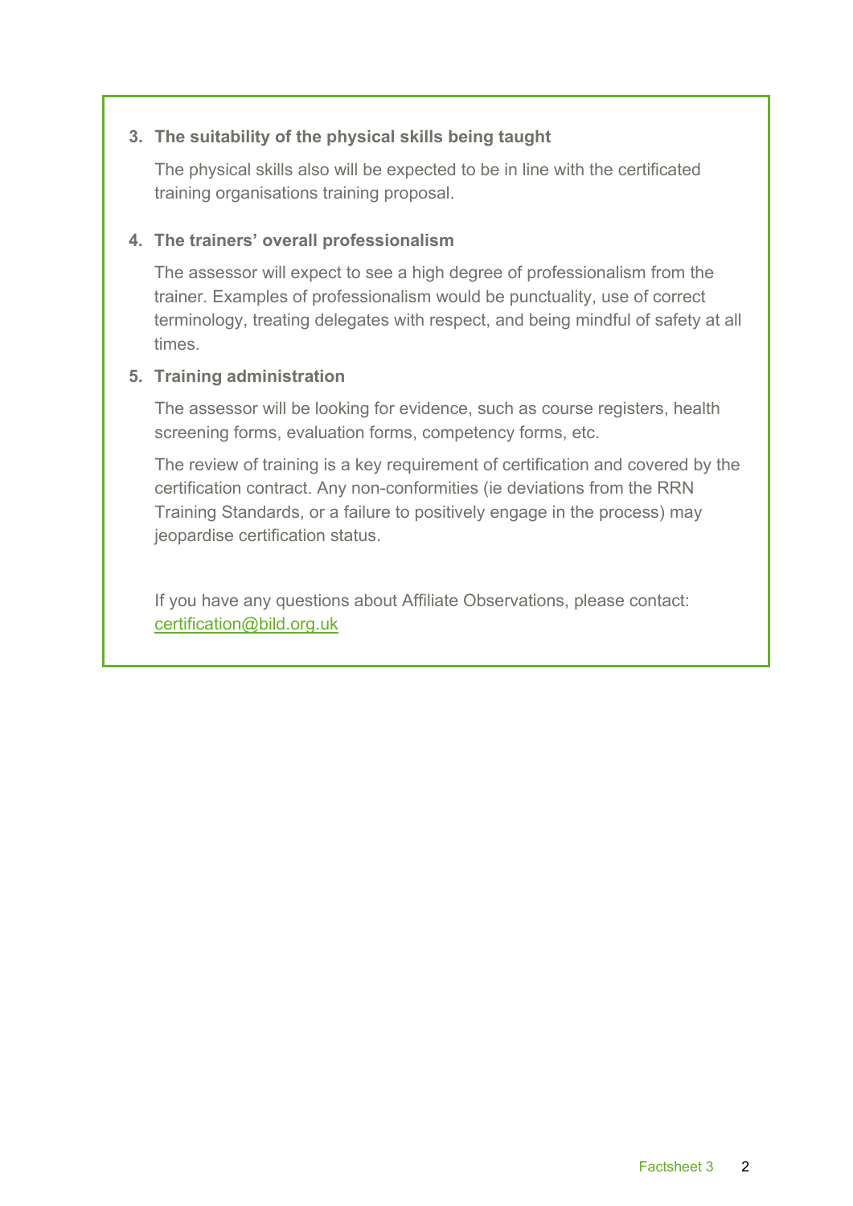3. **The suitability of the physical skills being taught**

   The physical skills also will be expected to be in line with the certificated training organisations training proposal.

4. **The trainers' overall professionalism**

   The assessor will expect to see a high degree of professionalism from the trainer. Examples of professionalism would be punctuality, use of correct terminology, treating delegates with respect, and being mindful of safety at all times.

5. **Training administration**

   The assessor will be looking for evidence, such as course registers, health screening forms, evaluation forms, competency forms, etc.

   The review of training is a key requirement of certification and covered by the certification contract. Any non-conformities (ie deviations from the RRN Training Standards, or a failure to positively engage in the process) may jeopardise certification status.

If you have any questions about Affiliate Observations, please contact: certification@bild.org.uk